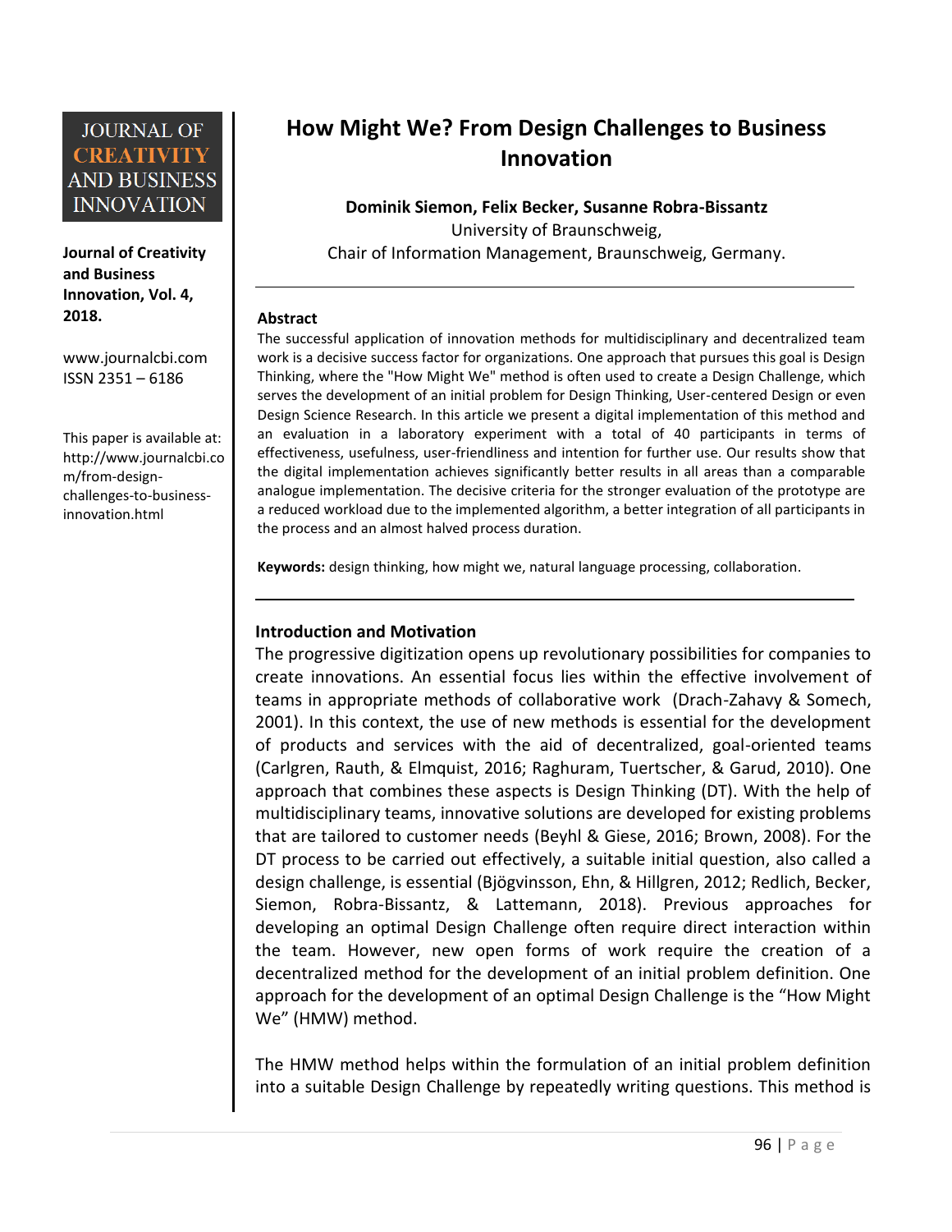# How Might We? From Design Challenges to Business Innovation

**Dominik Siemon, Felix Becker, Susanne Robra-Bissantz**
University of Braunschweig,
Chair of Information Management, Braunschweig, Germany.

**Journal of Creativity and Business Innovation, Vol. 4, 2018.**

www.journalcbi.com
ISSN 2351 – 6186

This paper is available at: http://www.journalcbi.com/from-design-challenges-to-business-innovation.html

---

**Abstract**

The successful application of innovation methods for multidisciplinary and decentralized team work is a decisive success factor for organizations. One approach that pursues this goal is Design Thinking, where the "How Might We" method is often used to create a Design Challenge, which serves the development of an initial problem for Design Thinking, User-centered Design or even Design Science Research. In this article we present a digital implementation of this method and an evaluation in a laboratory experiment with a total of 40 participants in terms of effectiveness, usefulness, user-friendliness and intention for further use. Our results show that the digital implementation achieves significantly better results in all areas than a comparable analogue implementation. The decisive criteria for the stronger evaluation of the prototype are a reduced workload due to the implemented algorithm, a better integration of all participants in the process and an almost halved process duration.

**Keywords:** design thinking, how might we, natural language processing, collaboration.

---

## Introduction and Motivation

The progressive digitization opens up revolutionary possibilities for companies to create innovations. An essential focus lies within the effective involvement of teams in appropriate methods of collaborative work (Drach-Zahavy & Somech, 2001). In this context, the use of new methods is essential for the development of products and services with the aid of decentralized, goal-oriented teams (Carlgren, Rauth, & Elmquist, 2016; Raghuram, Tuertscher, & Garud, 2010). One approach that combines these aspects is Design Thinking (DT). With the help of multidisciplinary teams, innovative solutions are developed for existing problems that are tailored to customer needs (Beyhl & Giese, 2016; Brown, 2008). For the DT process to be carried out effectively, a suitable initial question, also called a design challenge, is essential (Bjögvinsson, Ehn, & Hillgren, 2012; Redlich, Becker, Siemon, Robra-Bissantz, & Lattemann, 2018). Previous approaches for developing an optimal Design Challenge often require direct interaction within the team. However, new open forms of work require the creation of a decentralized method for the development of an initial problem definition. One approach for the development of an optimal Design Challenge is the "How Might We" (HMW) method.

The HMW method helps within the formulation of an initial problem definition into a suitable Design Challenge by repeatedly writing questions. This method is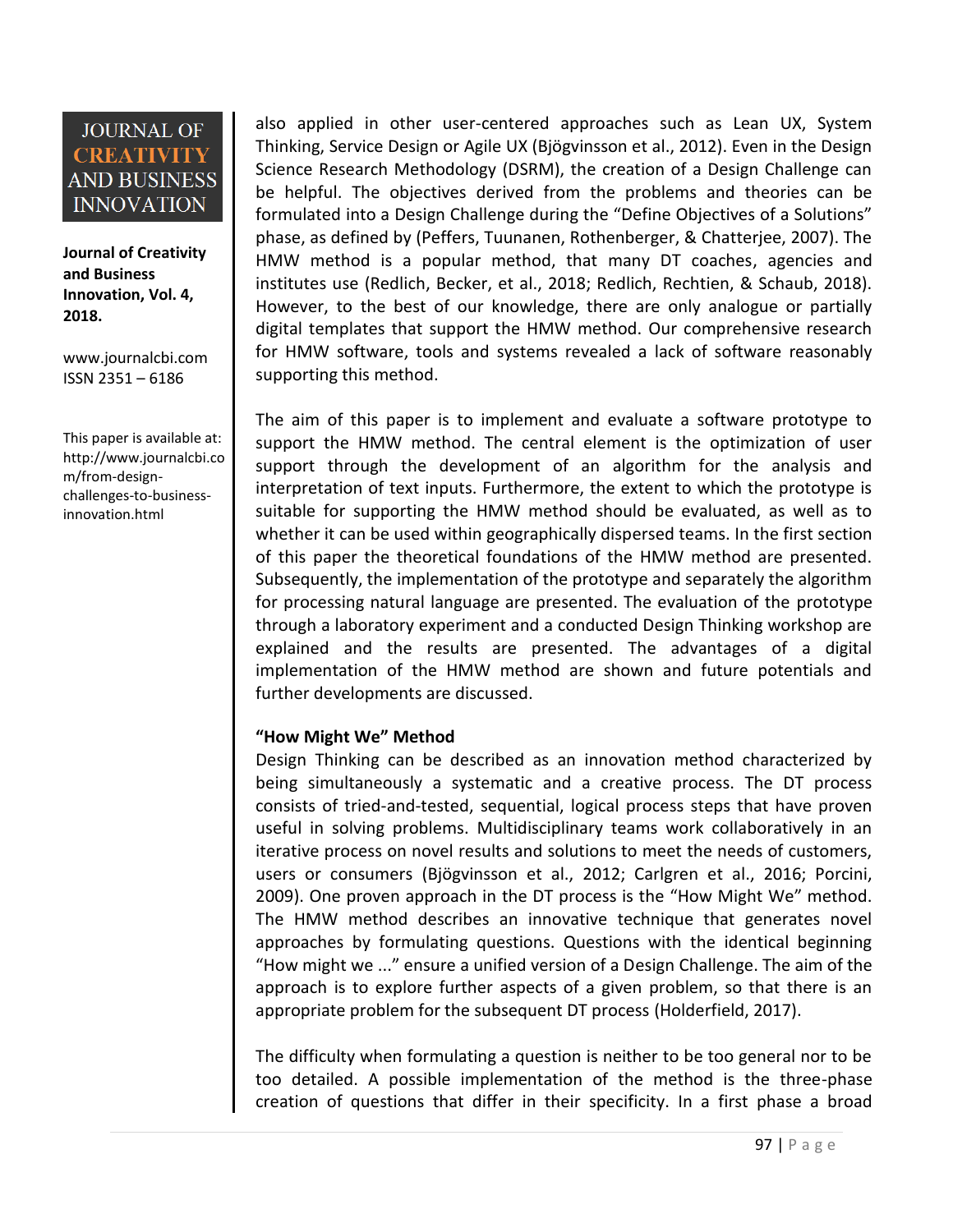also applied in other user-centered approaches such as Lean UX, System Thinking, Service Design or Agile UX (Bjögvinsson et al., 2012). Even in the Design Science Research Methodology (DSRM), the creation of a Design Challenge can be helpful. The objectives derived from the problems and theories can be formulated into a Design Challenge during the "Define Objectives of a Solutions" phase, as defined by (Peffers, Tuunanen, Rothenberger, & Chatterjee, 2007). The HMW method is a popular method, that many DT coaches, agencies and institutes use (Redlich, Becker, et al., 2018; Redlich, Rechtien, & Schaub, 2018). However, to the best of our knowledge, there are only analogue or partially digital templates that support the HMW method. Our comprehensive research for HMW software, tools and systems revealed a lack of software reasonably supporting this method.

The aim of this paper is to implement and evaluate a software prototype to support the HMW method. The central element is the optimization of user support through the development of an algorithm for the analysis and interpretation of text inputs. Furthermore, the extent to which the prototype is suitable for supporting the HMW method should be evaluated, as well as to whether it can be used within geographically dispersed teams. In the first section of this paper the theoretical foundations of the HMW method are presented. Subsequently, the implementation of the prototype and separately the algorithm for processing natural language are presented. The evaluation of the prototype through a laboratory experiment and a conducted Design Thinking workshop are explained and the results are presented. The advantages of a digital implementation of the HMW method are shown and future potentials and further developments are discussed.

## "How Might We" Method

Design Thinking can be described as an innovation method characterized by being simultaneously a systematic and a creative process. The DT process consists of tried-and-tested, sequential, logical process steps that have proven useful in solving problems. Multidisciplinary teams work collaboratively in an iterative process on novel results and solutions to meet the needs of customers, users or consumers (Bjögvinsson et al., 2012; Carlgren et al., 2016; Porcini, 2009). One proven approach in the DT process is the "How Might We" method. The HMW method describes an innovative technique that generates novel approaches by formulating questions. Questions with the identical beginning "How might we ..." ensure a unified version of a Design Challenge. The aim of the approach is to explore further aspects of a given problem, so that there is an appropriate problem for the subsequent DT process (Holderfield, 2017).

The difficulty when formulating a question is neither to be too general nor to be too detailed. A possible implementation of the method is the three-phase creation of questions that differ in their specificity. In a first phase a broad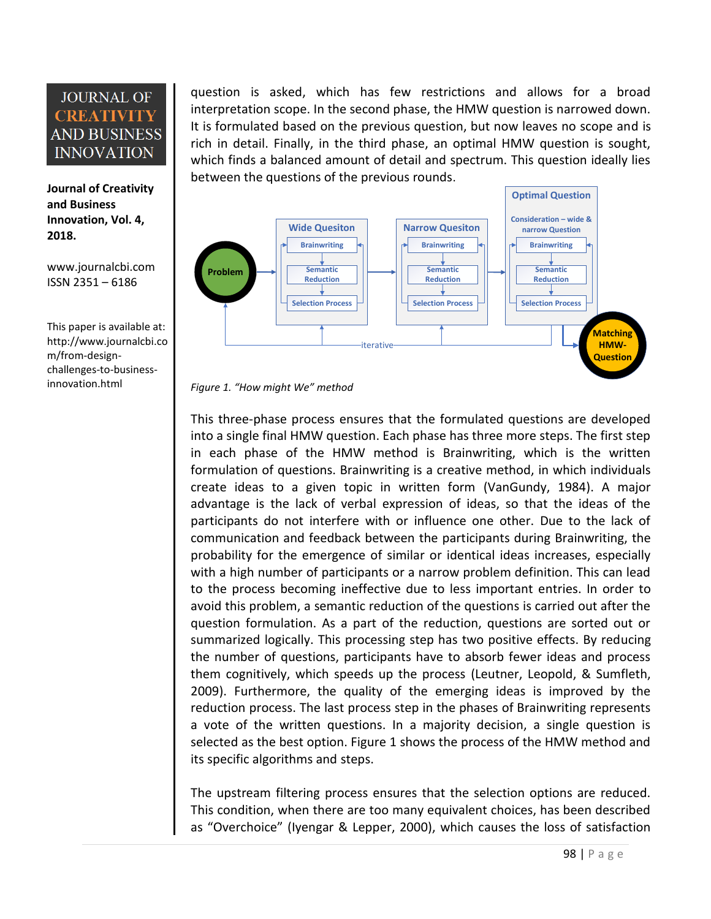question is asked, which has few restrictions and allows for a broad interpretation scope. In the second phase, the HMW question is narrowed down. It is formulated based on the previous question, but now leaves no scope and is rich in detail. Finally, in the third phase, an optimal HMW question is sought, which finds a balanced amount of detail and spectrum. This question ideally lies between the questions of the previous rounds.

*Figure 1. "How might We" method*

This three-phase process ensures that the formulated questions are developed into a single final HMW question. Each phase has three more steps. The first step in each phase of the HMW method is Brainwriting, which is the written formulation of questions. Brainwriting is a creative method, in which individuals create ideas to a given topic in written form (VanGundy, 1984). A major advantage is the lack of verbal expression of ideas, so that the ideas of the participants do not interfere with or influence one other. Due to the lack of communication and feedback between the participants during Brainwriting, the probability for the emergence of similar or identical ideas increases, especially with a high number of participants or a narrow problem definition. This can lead to the process becoming ineffective due to less important entries. In order to avoid this problem, a semantic reduction of the questions is carried out after the question formulation. As a part of the reduction, questions are sorted out or summarized logically. This processing step has two positive effects. By reducing the number of questions, participants have to absorb fewer ideas and process them cognitively, which speeds up the process (Leutner, Leopold, & Sumfleth, 2009). Furthermore, the quality of the emerging ideas is improved by the reduction process. The last process step in the phases of Brainwriting represents a vote of the written questions. In a majority decision, a single question is selected as the best option. Figure 1 shows the process of the HMW method and its specific algorithms and steps.

The upstream filtering process ensures that the selection options are reduced. This condition, when there are too many equivalent choices, has been described as "Overchoice" (Iyengar & Lepper, 2000), which causes the loss of satisfaction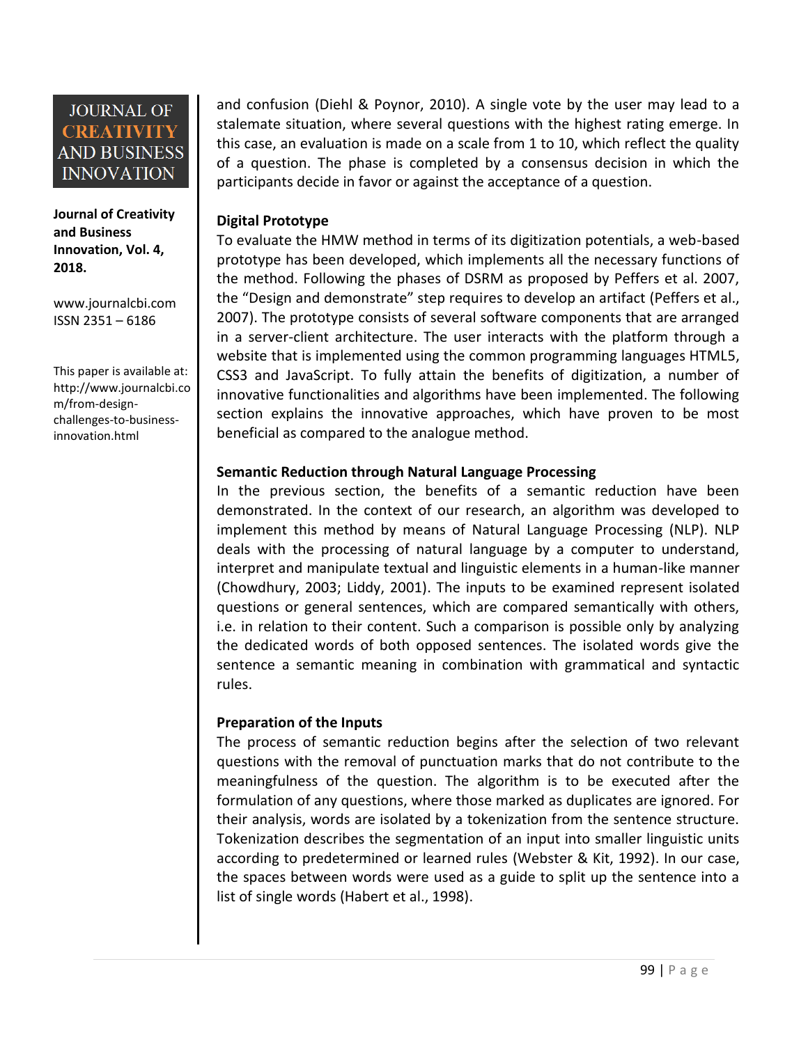and confusion (Diehl & Poynor, 2010). A single vote by the user may lead to a stalemate situation, where several questions with the highest rating emerge. In this case, an evaluation is made on a scale from 1 to 10, which reflect the quality of a question. The phase is completed by a consensus decision in which the participants decide in favor or against the acceptance of a question.

### Digital Prototype

To evaluate the HMW method in terms of its digitization potentials, a web-based prototype has been developed, which implements all the necessary functions of the method. Following the phases of DSRM as proposed by Peffers et al. 2007, the "Design and demonstrate" step requires to develop an artifact (Peffers et al., 2007). The prototype consists of several software components that are arranged in a server-client architecture. The user interacts with the platform through a website that is implemented using the common programming languages HTML5, CSS3 and JavaScript. To fully attain the benefits of digitization, a number of innovative functionalities and algorithms have been implemented. The following section explains the innovative approaches, which have proven to be most beneficial as compared to the analogue method.

### Semantic Reduction through Natural Language Processing

In the previous section, the benefits of a semantic reduction have been demonstrated. In the context of our research, an algorithm was developed to implement this method by means of Natural Language Processing (NLP). NLP deals with the processing of natural language by a computer to understand, interpret and manipulate textual and linguistic elements in a human-like manner (Chowdhury, 2003; Liddy, 2001). The inputs to be examined represent isolated questions or general sentences, which are compared semantically with others, i.e. in relation to their content. Such a comparison is possible only by analyzing the dedicated words of both opposed sentences. The isolated words give the sentence a semantic meaning in combination with grammatical and syntactic rules.

### Preparation of the Inputs

The process of semantic reduction begins after the selection of two relevant questions with the removal of punctuation marks that do not contribute to the meaningfulness of the question. The algorithm is to be executed after the formulation of any questions, where those marked as duplicates are ignored. For their analysis, words are isolated by a tokenization from the sentence structure. Tokenization describes the segmentation of an input into smaller linguistic units according to predetermined or learned rules (Webster & Kit, 1992). In our case, the spaces between words were used as a guide to split up the sentence into a list of single words (Habert et al., 1998).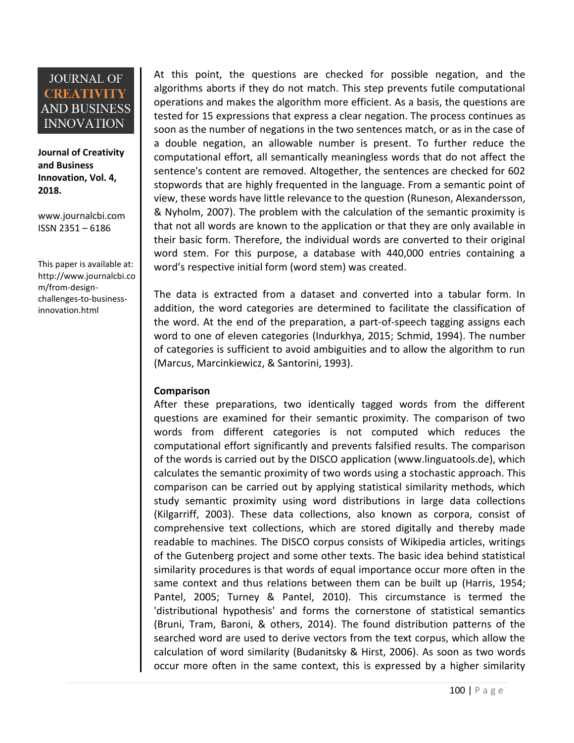At this point, the questions are checked for possible negation, and the algorithms aborts if they do not match. This step prevents futile computational operations and makes the algorithm more efficient. As a basis, the questions are tested for 15 expressions that express a clear negation. The process continues as soon as the number of negations in the two sentences match, or as in the case of a double negation, an allowable number is present. To further reduce the computational effort, all semantically meaningless words that do not affect the sentence's content are removed. Altogether, the sentences are checked for 602 stopwords that are highly frequented in the language. From a semantic point of view, these words have little relevance to the question (Runeson, Alexandersson, & Nyholm, 2007). The problem with the calculation of the semantic proximity is that not all words are known to the application or that they are only available in their basic form. Therefore, the individual words are converted to their original word stem. For this purpose, a database with 440,000 entries containing a word's respective initial form (word stem) was created.

The data is extracted from a dataset and converted into a tabular form. In addition, the word categories are determined to facilitate the classification of the word. At the end of the preparation, a part-of-speech tagging assigns each word to one of eleven categories (Indurkhya, 2015; Schmid, 1994). The number of categories is sufficient to avoid ambiguities and to allow the algorithm to run (Marcus, Marcinkiewicz, & Santorini, 1993).

**Comparison**

After these preparations, two identically tagged words from the different questions are examined for their semantic proximity. The comparison of two words from different categories is not computed which reduces the computational effort significantly and prevents falsified results. The comparison of the words is carried out by the DISCO application (www.linguatools.de), which calculates the semantic proximity of two words using a stochastic approach. This comparison can be carried out by applying statistical similarity methods, which study semantic proximity using word distributions in large data collections (Kilgarriff, 2003). These data collections, also known as corpora, consist of comprehensive text collections, which are stored digitally and thereby made readable to machines. The DISCO corpus consists of Wikipedia articles, writings of the Gutenberg project and some other texts. The basic idea behind statistical similarity procedures is that words of equal importance occur more often in the same context and thus relations between them can be built up (Harris, 1954; Pantel, 2005; Turney & Pantel, 2010). This circumstance is termed the 'distributional hypothesis' and forms the cornerstone of statistical semantics (Bruni, Tram, Baroni, & others, 2014). The found distribution patterns of the searched word are used to derive vectors from the text corpus, which allow the calculation of word similarity (Budanitsky & Hirst, 2006). As soon as two words occur more often in the same context, this is expressed by a higher similarity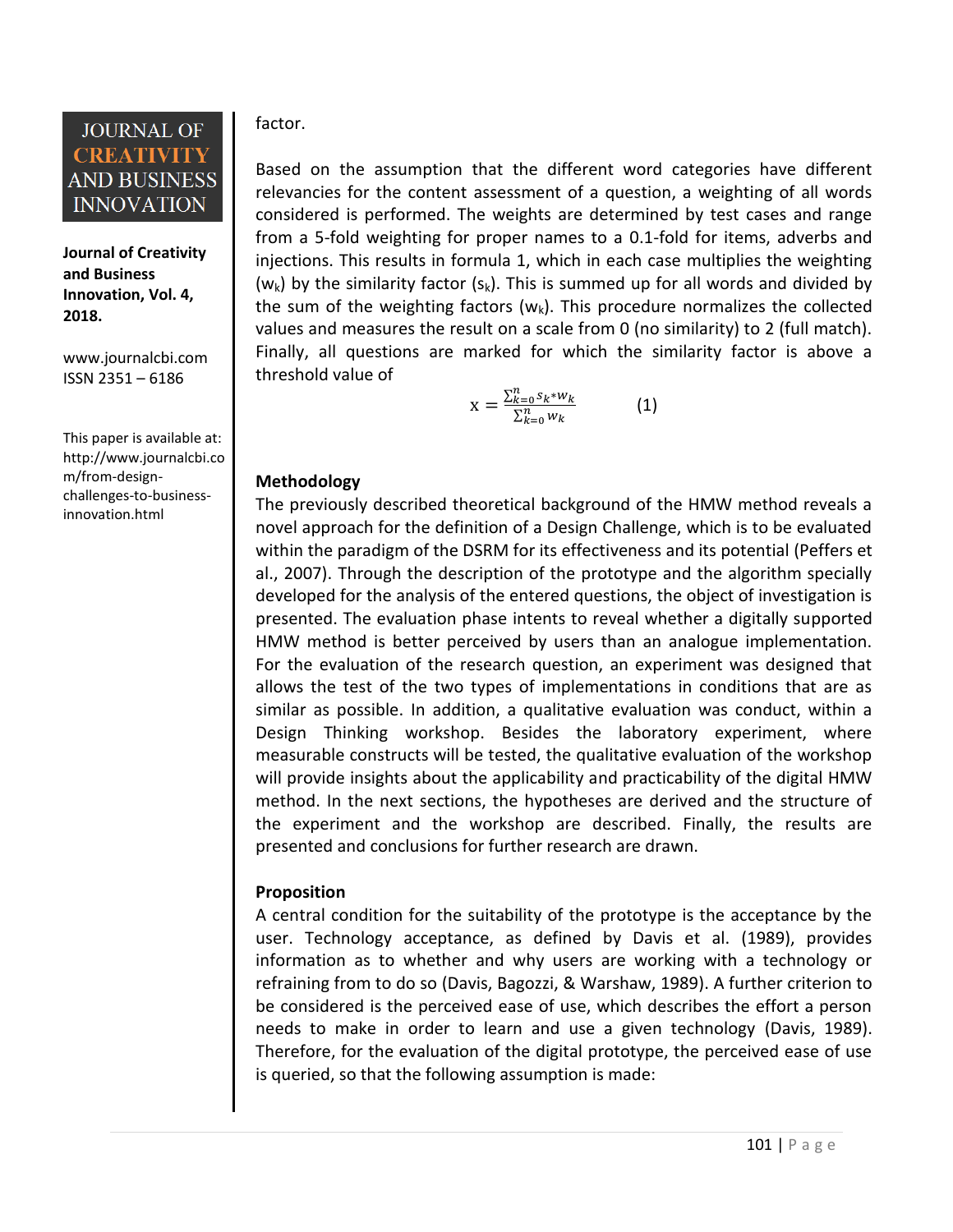factor.

Based on the assumption that the different word categories have different relevancies for the content assessment of a question, a weighting of all words considered is performed. The weights are determined by test cases and range from a 5-fold weighting for proper names to a 0.1-fold for items, adverbs and injections. This results in formula 1, which in each case multiplies the weighting ($w_k$) by the similarity factor ($s_k$). This is summed up for all words and divided by the sum of the weighting factors ($w_k$). This procedure normalizes the collected values and measures the result on a scale from 0 (no similarity) to 2 (full match). Finally, all questions are marked for which the similarity factor is above a threshold value of

$$x = \frac{\sum_{k=0}^{n} s_k * w_k}{\sum_{k=0}^{n} w_k} \qquad (1)$$

**Methodology**

The previously described theoretical background of the HMW method reveals a novel approach for the definition of a Design Challenge, which is to be evaluated within the paradigm of the DSRM for its effectiveness and its potential (Peffers et al., 2007). Through the description of the prototype and the algorithm specially developed for the analysis of the entered questions, the object of investigation is presented. The evaluation phase intents to reveal whether a digitally supported HMW method is better perceived by users than an analogue implementation. For the evaluation of the research question, an experiment was designed that allows the test of the two types of implementations in conditions that are as similar as possible. In addition, a qualitative evaluation was conduct, within a Design Thinking workshop. Besides the laboratory experiment, where measurable constructs will be tested, the qualitative evaluation of the workshop will provide insights about the applicability and practicability of the digital HMW method. In the next sections, the hypotheses are derived and the structure of the experiment and the workshop are described. Finally, the results are presented and conclusions for further research are drawn.

**Proposition**

A central condition for the suitability of the prototype is the acceptance by the user. Technology acceptance, as defined by Davis et al. (1989), provides information as to whether and why users are working with a technology or refraining from to do so (Davis, Bagozzi, & Warshaw, 1989). A further criterion to be considered is the perceived ease of use, which describes the effort a person needs to make in order to learn and use a given technology (Davis, 1989). Therefore, for the evaluation of the digital prototype, the perceived ease of use is queried, so that the following assumption is made: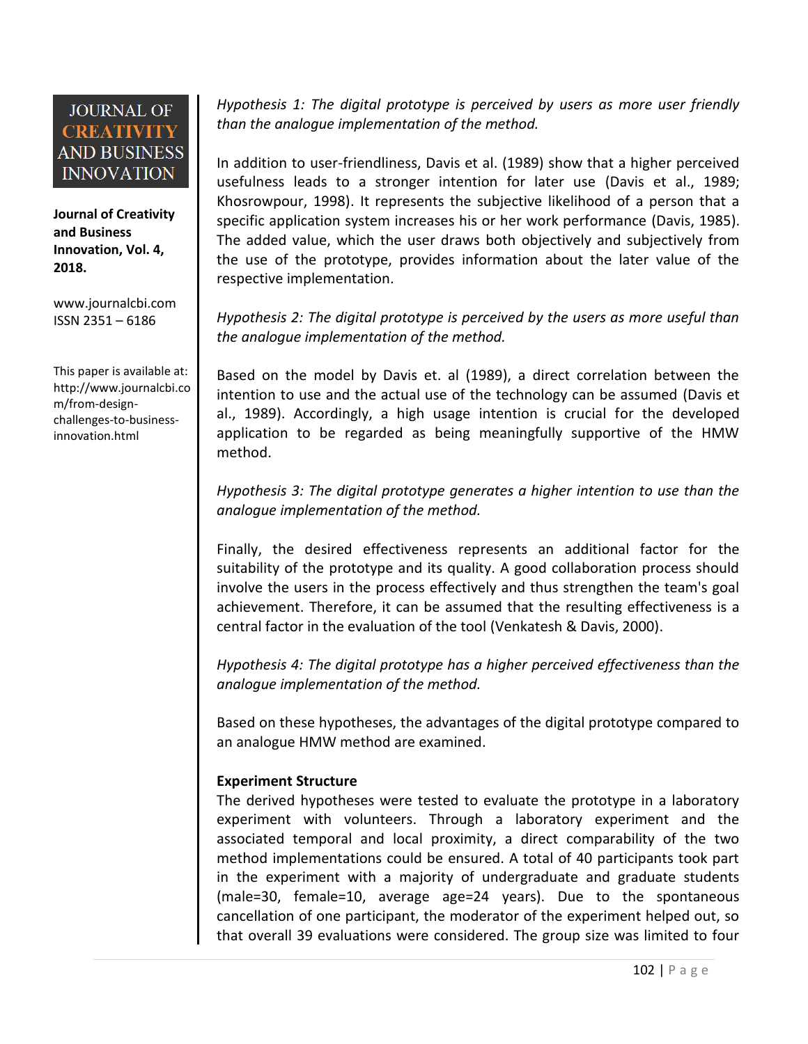*Hypothesis 1: The digital prototype is perceived by users as more user friendly than the analogue implementation of the method.*

In addition to user-friendliness, Davis et al. (1989) show that a higher perceived usefulness leads to a stronger intention for later use (Davis et al., 1989; Khosrowpour, 1998). It represents the subjective likelihood of a person that a specific application system increases his or her work performance (Davis, 1985). The added value, which the user draws both objectively and subjectively from the use of the prototype, provides information about the later value of the respective implementation.

*Hypothesis 2: The digital prototype is perceived by the users as more useful than the analogue implementation of the method.*

Based on the model by Davis et. al (1989), a direct correlation between the intention to use and the actual use of the technology can be assumed (Davis et al., 1989). Accordingly, a high usage intention is crucial for the developed application to be regarded as being meaningfully supportive of the HMW method.

*Hypothesis 3: The digital prototype generates a higher intention to use than the analogue implementation of the method.*

Finally, the desired effectiveness represents an additional factor for the suitability of the prototype and its quality. A good collaboration process should involve the users in the process effectively and thus strengthen the team's goal achievement. Therefore, it can be assumed that the resulting effectiveness is a central factor in the evaluation of the tool (Venkatesh & Davis, 2000).

*Hypothesis 4: The digital prototype has a higher perceived effectiveness than the analogue implementation of the method.*

Based on these hypotheses, the advantages of the digital prototype compared to an analogue HMW method are examined.

**Experiment Structure**

The derived hypotheses were tested to evaluate the prototype in a laboratory experiment with volunteers. Through a laboratory experiment and the associated temporal and local proximity, a direct comparability of the two method implementations could be ensured. A total of 40 participants took part in the experiment with a majority of undergraduate and graduate students (male=30, female=10, average age=24 years). Due to the spontaneous cancellation of one participant, the moderator of the experiment helped out, so that overall 39 evaluations were considered. The group size was limited to four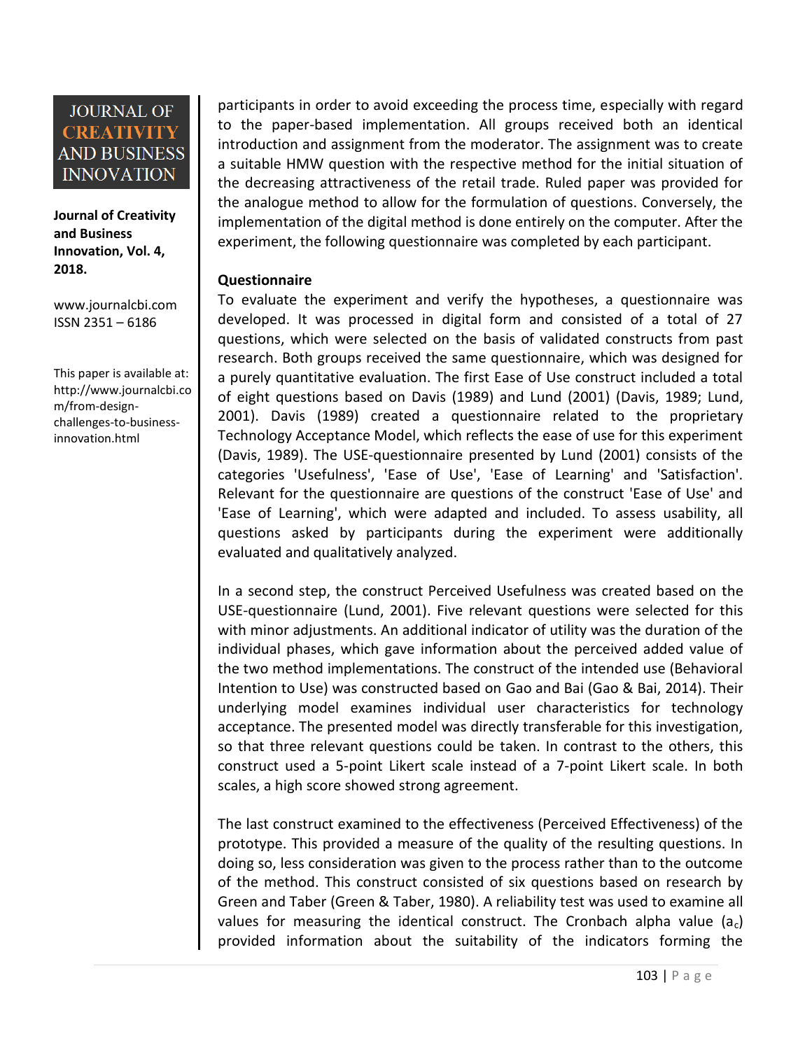participants in order to avoid exceeding the process time, especially with regard to the paper-based implementation. All groups received both an identical introduction and assignment from the moderator. The assignment was to create a suitable HMW question with the respective method for the initial situation of the decreasing attractiveness of the retail trade. Ruled paper was provided for the analogue method to allow for the formulation of questions. Conversely, the implementation of the digital method is done entirely on the computer. After the experiment, the following questionnaire was completed by each participant.

**Questionnaire**

To evaluate the experiment and verify the hypotheses, a questionnaire was developed. It was processed in digital form and consisted of a total of 27 questions, which were selected on the basis of validated constructs from past research. Both groups received the same questionnaire, which was designed for a purely quantitative evaluation. The first Ease of Use construct included a total of eight questions based on Davis (1989) and Lund (2001) (Davis, 1989; Lund, 2001). Davis (1989) created a questionnaire related to the proprietary Technology Acceptance Model, which reflects the ease of use for this experiment (Davis, 1989). The USE-questionnaire presented by Lund (2001) consists of the categories 'Usefulness', 'Ease of Use', 'Ease of Learning' and 'Satisfaction'. Relevant for the questionnaire are questions of the construct 'Ease of Use' and 'Ease of Learning', which were adapted and included. To assess usability, all questions asked by participants during the experiment were additionally evaluated and qualitatively analyzed.

In a second step, the construct Perceived Usefulness was created based on the USE-questionnaire (Lund, 2001). Five relevant questions were selected for this with minor adjustments. An additional indicator of utility was the duration of the individual phases, which gave information about the perceived added value of the two method implementations. The construct of the intended use (Behavioral Intention to Use) was constructed based on Gao and Bai (Gao & Bai, 2014). Their underlying model examines individual user characteristics for technology acceptance. The presented model was directly transferable for this investigation, so that three relevant questions could be taken. In contrast to the others, this construct used a 5-point Likert scale instead of a 7-point Likert scale. In both scales, a high score showed strong agreement.

The last construct examined to the effectiveness (Perceived Effectiveness) of the prototype. This provided a measure of the quality of the resulting questions. In doing so, less consideration was given to the process rather than to the outcome of the method. This construct consisted of six questions based on research by Green and Taber (Green & Taber, 1980). A reliability test was used to examine all values for measuring the identical construct. The Cronbach alpha value ($a_c$) provided information about the suitability of the indicators forming the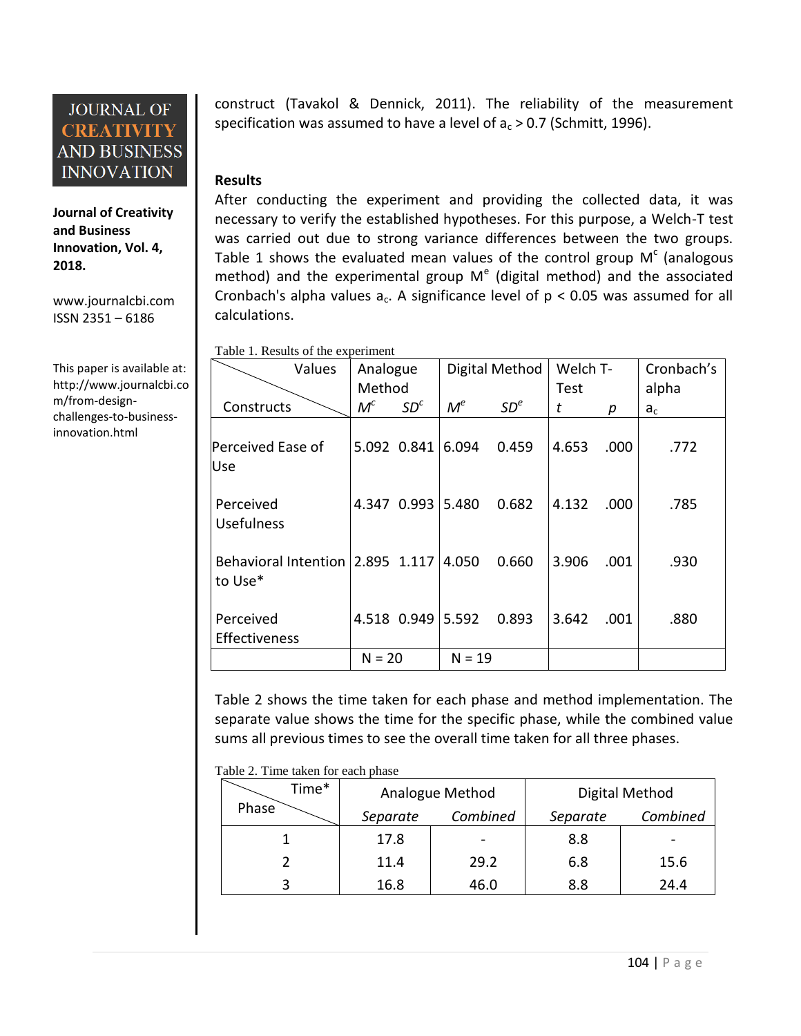construct (Tavakol & Dennick, 2011). The reliability of the measurement specification was assumed to have a level of $a_c > 0.7$ (Schmitt, 1996).

## Results

After conducting the experiment and providing the collected data, it was necessary to verify the established hypotheses. For this purpose, a Welch-T test was carried out due to strong variance differences between the two groups. Table 1 shows the evaluated mean values of the control group $M^c$ (analogous method) and the experimental group $M^e$ (digital method) and the associated Cronbach's alpha values $a_c$. A significance level of $p < 0.05$ was assumed for all calculations.

Table 1. Results of the experiment

| Constructs \ Values | Analogue Method $M^c$ | $SD^c$ | Digital Method $M^e$ | $SD^e$ | Welch T-Test $t$ | $p$ | Cronbach's alpha $a_c$ |
|---|---|---|---|---|---|---|---|
| Perceived Ease of Use | 5.092 | 0.841 | 6.094 | 0.459 | 4.653 | .000 | .772 |
| Perceived Usefulness | 4.347 | 0.993 | 5.480 | 0.682 | 4.132 | .000 | .785 |
| Behavioral Intention to Use* | 2.895 | 1.117 | 4.050 | 0.660 | 3.906 | .001 | .930 |
| Perceived Effectiveness | 4.518 | 0.949 | 5.592 | 0.893 | 3.642 | .001 | .880 |
| | N = 20 | | N = 19 | | | | |

Table 2 shows the time taken for each phase and method implementation. The separate value shows the time for the specific phase, while the combined value sums all previous times to see the overall time taken for all three phases.

Table 2. Time taken for each phase

| Phase \ Time* | Analogue Method | | Digital Method | |
|---|---|---|---|---|
| | *Separate* | *Combined* | *Separate* | *Combined* |
| 1 | 17.8 | - | 8.8 | - |
| 2 | 11.4 | 29.2 | 6.8 | 15.6 |
| 3 | 16.8 | 46.0 | 8.8 | 24.4 |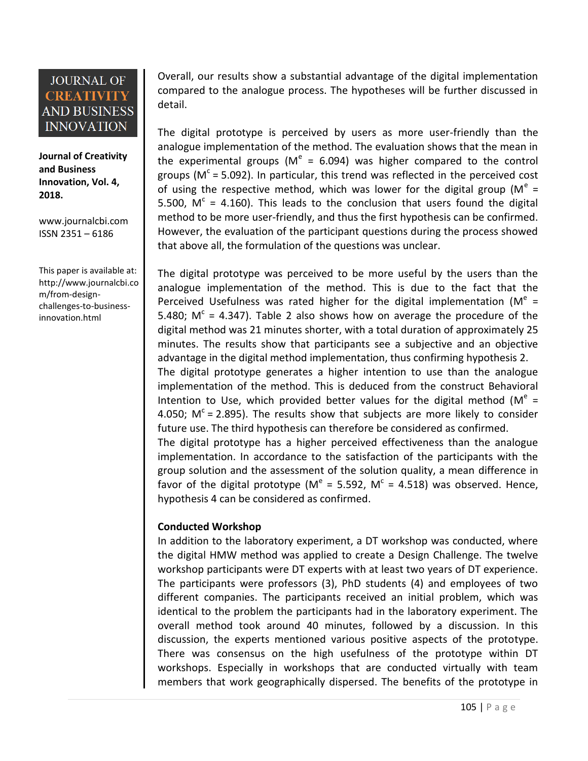Overall, our results show a substantial advantage of the digital implementation compared to the analogue process. The hypotheses will be further discussed in detail.

The digital prototype is perceived by users as more user-friendly than the analogue implementation of the method. The evaluation shows that the mean in the experimental groups ($M^e = 6.094$) was higher compared to the control groups ($M^c = 5.092$). In particular, this trend was reflected in the perceived cost of using the respective method, which was lower for the digital group ($M^e = 5.500$, $M^c = 4.160$). This leads to the conclusion that users found the digital method to be more user-friendly, and thus the first hypothesis can be confirmed. However, the evaluation of the participant questions during the process showed that above all, the formulation of the questions was unclear.

The digital prototype was perceived to be more useful by the users than the analogue implementation of the method. This is due to the fact that the Perceived Usefulness was rated higher for the digital implementation ($M^e = 5.480$; $M^c = 4.347$). Table 2 also shows how on average the procedure of the digital method was 21 minutes shorter, with a total duration of approximately 25 minutes. The results show that participants see a subjective and an objective advantage in the digital method implementation, thus confirming hypothesis 2.
The digital prototype generates a higher intention to use the analogue implementation of the method. This is deduced from the construct Behavioral Intention to Use, which provided better values for the digital method ($M^e = 4.050$; $M^c = 2.895$). The results show that subjects are more likely to consider future use. The third hypothesis can therefore be considered as confirmed.
The digital prototype has a higher perceived effectiveness than the analogue implementation. In accordance to the satisfaction of the participants with the group solution and the assessment of the solution quality, a mean difference in favor of the digital prototype ($M^e = 5.592$, $M^c = 4.518$) was observed. Hence, hypothesis 4 can be considered as confirmed.

**Conducted Workshop**

In addition to the laboratory experiment, a DT workshop was conducted, where the digital HMW method was applied to create a Design Challenge. The twelve workshop participants were DT experts with at least two years of DT experience. The participants were professors (3), PhD students (4) and employees of two different companies. The participants received an initial problem, which was identical to the problem the participants had in the laboratory experiment. The overall method took around 40 minutes, followed by a discussion. In this discussion, the experts mentioned various positive aspects of the prototype. There was consensus on the high usefulness of the prototype within DT workshops. Especially in workshops that are conducted virtually with team members that work geographically dispersed. The benefits of the prototype in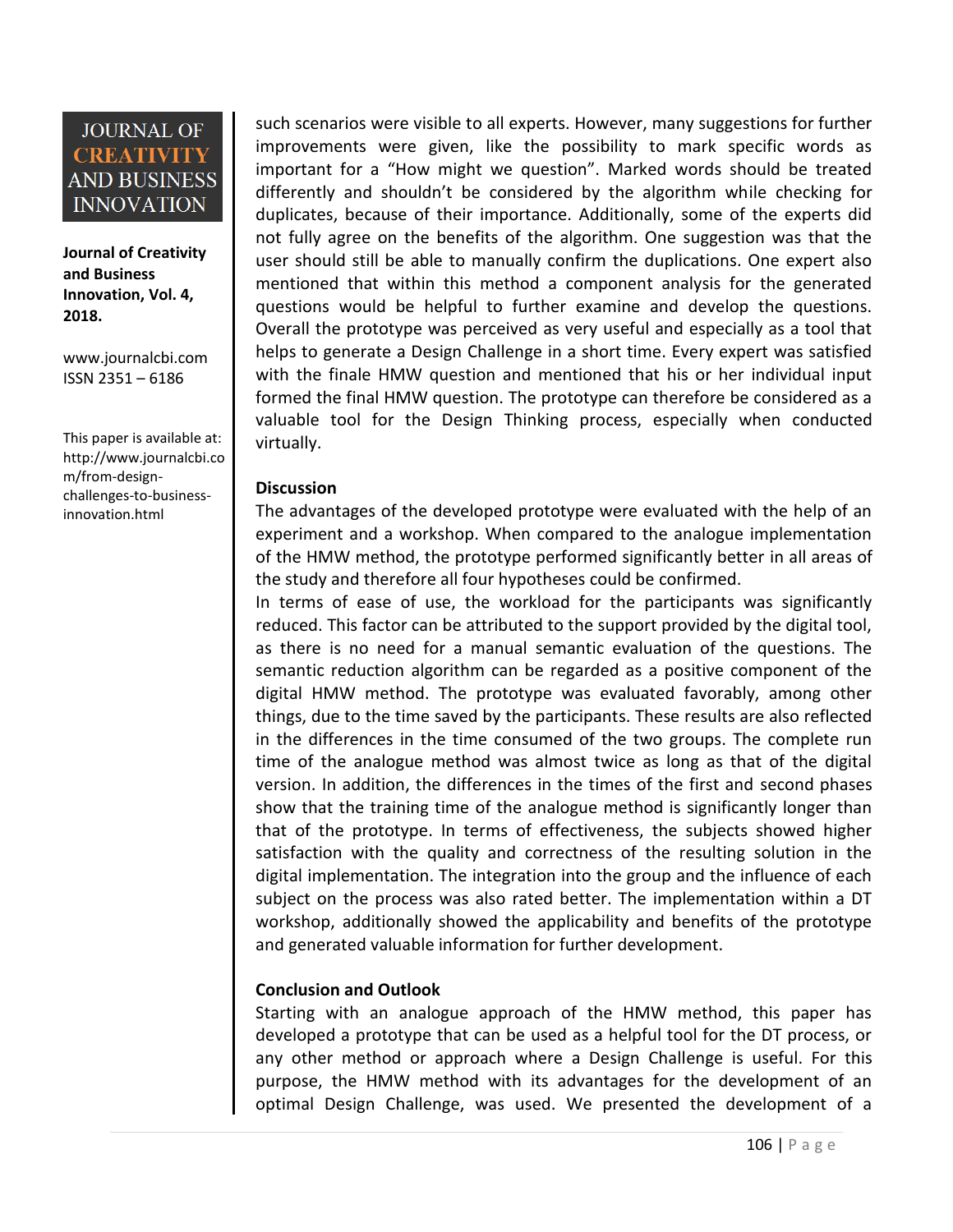such scenarios were visible to all experts. However, many suggestions for further improvements were given, like the possibility to mark specific words as important for a "How might we question". Marked words should be treated differently and shouldn't be considered by the algorithm while checking for duplicates, because of their importance. Additionally, some of the experts did not fully agree on the benefits of the algorithm. One suggestion was that the user should still be able to manually confirm the duplications. One expert also mentioned that within this method a component analysis for the generated questions would be helpful to further examine and develop the questions. Overall the prototype was perceived as very useful and especially as a tool that helps to generate a Design Challenge in a short time. Every expert was satisfied with the finale HMW question and mentioned that his or her individual input formed the final HMW question. The prototype can therefore be considered as a valuable tool for the Design Thinking process, especially when conducted virtually.

**Discussion**

The advantages of the developed prototype were evaluated with the help of an experiment and a workshop. When compared to the analogue implementation of the HMW method, the prototype performed significantly better in all areas of the study and therefore all four hypotheses could be confirmed.

In terms of ease of use, the workload for the participants was significantly reduced. This factor can be attributed to the support provided by the digital tool, as there is no need for a manual semantic evaluation of the questions. The semantic reduction algorithm can be regarded as a positive component of the digital HMW method. The prototype was evaluated favorably, among other things, due to the time saved by the participants. These results are also reflected in the differences in the time consumed of the two groups. The complete run time of the analogue method was almost twice as long as that of the digital version. In addition, the differences in the times of the first and second phases show that the training time of the analogue method is significantly longer than that of the prototype. In terms of effectiveness, the subjects showed higher satisfaction with the quality and correctness of the resulting solution in the digital implementation. The integration into the group and the influence of each subject on the process was also rated better. The implementation within a DT workshop, additionally showed the applicability and benefits of the prototype and generated valuable information for further development.

**Conclusion and Outlook**

Starting with an analogue approach of the HMW method, this paper has developed a prototype that can be used as a helpful tool for the DT process, or any other method or approach where a Design Challenge is useful. For this purpose, the HMW method with its advantages for the development of an optimal Design Challenge, was used. We presented the development of a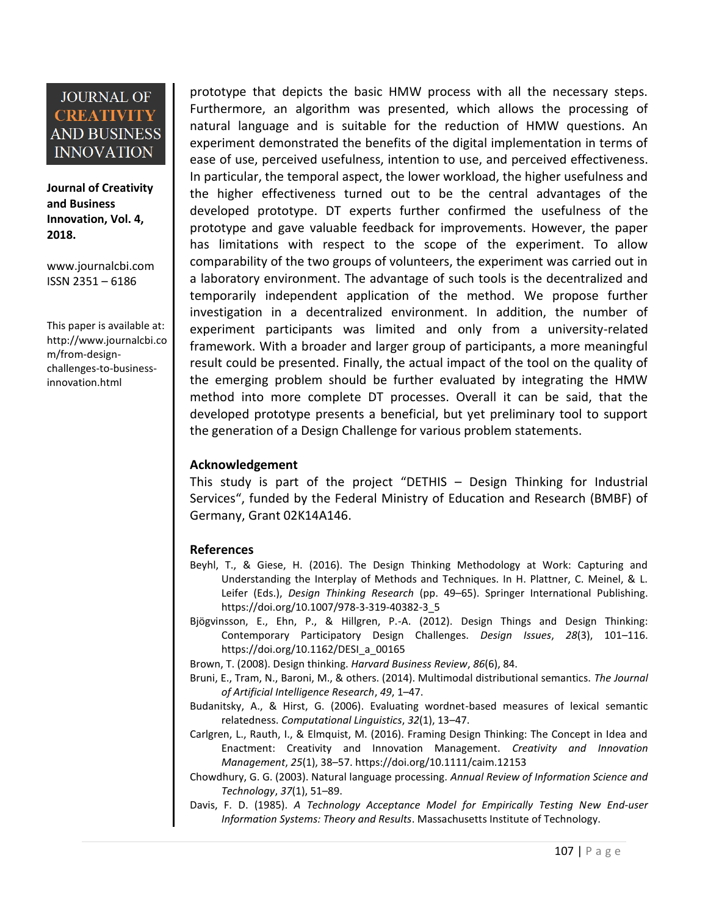prototype that depicts the basic HMW process with all the necessary steps. Furthermore, an algorithm was presented, which allows the processing of natural language and is suitable for the reduction of HMW questions. An experiment demonstrated the benefits of the digital implementation in terms of ease of use, perceived usefulness, intention to use, and perceived effectiveness. In particular, the temporal aspect, the lower workload, the higher usefulness and the higher effectiveness turned out to be the central advantages of the developed prototype. DT experts further confirmed the usefulness of the prototype and gave valuable feedback for improvements. However, the paper has limitations with respect to the scope of the experiment. To allow comparability of the two groups of volunteers, the experiment was carried out in a laboratory environment. The advantage of such tools is the decentralized and temporarily independent application of the method. We propose further investigation in a decentralized environment. In addition, the number of experiment participants was limited and only from a university-related framework. With a broader and larger group of participants, a more meaningful result could be presented. Finally, the actual impact of the tool on the quality of the emerging problem should be further evaluated by integrating the HMW method into more complete DT processes. Overall it can be said, that the developed prototype presents a beneficial, but yet preliminary tool to support the generation of a Design Challenge for various problem statements.

## Acknowledgement

This study is part of the project "DETHIS – Design Thinking for Industrial Services", funded by the Federal Ministry of Education and Research (BMBF) of Germany, Grant 02K14A146.

## References

Beyhl, T., & Giese, H. (2016). The Design Thinking Methodology at Work: Capturing and Understanding the Interplay of Methods and Techniques. In H. Plattner, C. Meinel, & L. Leifer (Eds.), *Design Thinking Research* (pp. 49–65). Springer International Publishing. https://doi.org/10.1007/978-3-319-40382-3_5

Bjögvinsson, E., Ehn, P., & Hillgren, P.-A. (2012). Design Things and Design Thinking: Contemporary Participatory Design Challenges. *Design Issues*, *28*(3), 101–116. https://doi.org/10.1162/DESI_a_00165

Brown, T. (2008). Design thinking. *Harvard Business Review*, *86*(6), 84.

Bruni, E., Tram, N., Baroni, M., & others. (2014). Multimodal distributional semantics. *The Journal of Artificial Intelligence Research*, *49*, 1–47.

Budanitsky, A., & Hirst, G. (2006). Evaluating wordnet-based measures of lexical semantic relatedness. *Computational Linguistics*, *32*(1), 13–47.

Carlgren, L., Rauth, I., & Elmquist, M. (2016). Framing Design Thinking: The Concept in Idea and Enactment: Creativity and Innovation Management. *Creativity and Innovation Management*, *25*(1), 38–57. https://doi.org/10.1111/caim.12153

Chowdhury, G. G. (2003). Natural language processing. *Annual Review of Information Science and Technology*, *37*(1), 51–89.

Davis, F. D. (1985). *A Technology Acceptance Model for Empirically Testing New End-user Information Systems: Theory and Results*. Massachusetts Institute of Technology.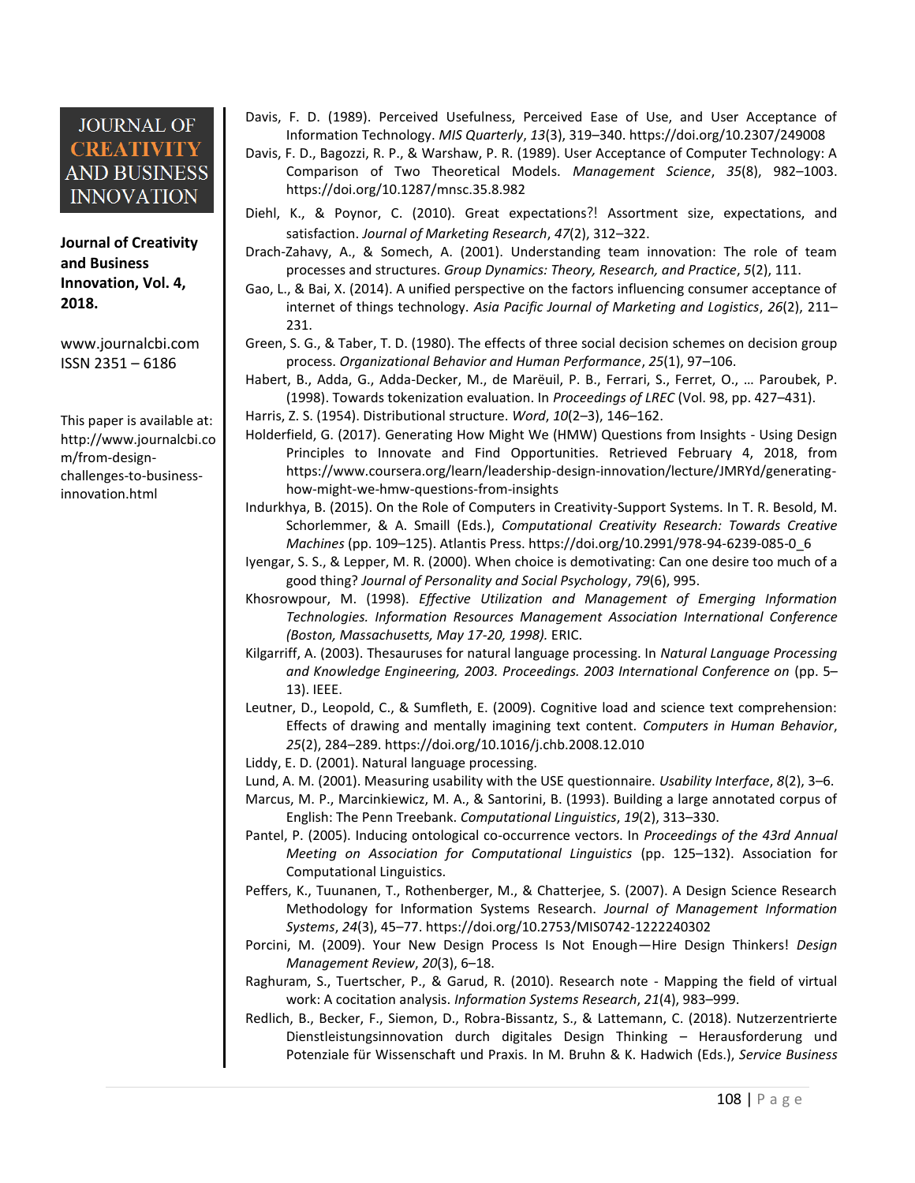Davis, F. D. (1989). Perceived Usefulness, Perceived Ease of Use, and User Acceptance of Information Technology. *MIS Quarterly*, *13*(3), 319–340. https://doi.org/10.2307/249008

Davis, F. D., Bagozzi, R. P., & Warshaw, P. R. (1989). User Acceptance of Computer Technology: A Comparison of Two Theoretical Models. *Management Science*, *35*(8), 982–1003. https://doi.org/10.1287/mnsc.35.8.982

Diehl, K., & Poynor, C. (2010). Great expectations?! Assortment size, expectations, and satisfaction. *Journal of Marketing Research*, *47*(2), 312–322.

Drach-Zahavy, A., & Somech, A. (2001). Understanding team innovation: The role of team processes and structures. *Group Dynamics: Theory, Research, and Practice*, *5*(2), 111.

Gao, L., & Bai, X. (2014). A unified perspective on the factors influencing consumer acceptance of internet of things technology. *Asia Pacific Journal of Marketing and Logistics*, *26*(2), 211–231.

Green, S. G., & Taber, T. D. (1980). The effects of three social decision schemes on decision group process. *Organizational Behavior and Human Performance*, *25*(1), 97–106.

Habert, B., Adda, G., Adda-Decker, M., de Marëuil, P. B., Ferrari, S., Ferret, O., … Paroubek, P. (1998). Towards tokenization evaluation. In *Proceedings of LREC* (Vol. 98, pp. 427–431).

Harris, Z. S. (1954). Distributional structure. *Word*, *10*(2–3), 146–162.

Holderfield, G. (2017). Generating How Might We (HMW) Questions from Insights - Using Design Principles to Innovate and Find Opportunities. Retrieved February 4, 2018, from https://www.coursera.org/learn/leadership-design-innovation/lecture/JMRYd/generating-how-might-we-hmw-questions-from-insights

Indurkhya, B. (2015). On the Role of Computers in Creativity-Support Systems. In T. R. Besold, M. Schorlemmer, & A. Smaill (Eds.), *Computational Creativity Research: Towards Creative Machines* (pp. 109–125). Atlantis Press. https://doi.org/10.2991/978-94-6239-085-0_6

Iyengar, S. S., & Lepper, M. R. (2000). When choice is demotivating: Can one desire too much of a good thing? *Journal of Personality and Social Psychology*, *79*(6), 995.

Khosrowpour, M. (1998). *Effective Utilization and Management of Emerging Information Technologies. Information Resources Management Association International Conference (Boston, Massachusetts, May 17-20, 1998).* ERIC.

Kilgarriff, A. (2003). Thesauruses for natural language processing. In *Natural Language Processing and Knowledge Engineering, 2003. Proceedings. 2003 International Conference on* (pp. 5–13). IEEE.

Leutner, D., Leopold, C., & Sumfleth, E. (2009). Cognitive load and science text comprehension: Effects of drawing and mentally imagining text content. *Computers in Human Behavior*, *25*(2), 284–289. https://doi.org/10.1016/j.chb.2008.12.010

Liddy, E. D. (2001). Natural language processing.

Lund, A. M. (2001). Measuring usability with the USE questionnaire. *Usability Interface*, *8*(2), 3–6.

Marcus, M. P., Marcinkiewicz, M. A., & Santorini, B. (1993). Building a large annotated corpus of English: The Penn Treebank. *Computational Linguistics*, *19*(2), 313–330.

Pantel, P. (2005). Inducing ontological co-occurrence vectors. In *Proceedings of the 43rd Annual Meeting on Association for Computational Linguistics* (pp. 125–132). Association for Computational Linguistics.

Peffers, K., Tuunanen, T., Rothenberger, M., & Chatterjee, S. (2007). A Design Science Research Methodology for Information Systems Research. *Journal of Management Information Systems*, *24*(3), 45–77. https://doi.org/10.2753/MIS0742-1222240302

Porcini, M. (2009). Your New Design Process Is Not Enough—Hire Design Thinkers! *Design Management Review*, *20*(3), 6–18.

Raghuram, S., Tuertscher, P., & Garud, R. (2010). Research note - Mapping the field of virtual work: A cocitation analysis. *Information Systems Research*, *21*(4), 983–999.

Redlich, B., Becker, F., Siemon, D., Robra-Bissantz, S., & Lattemann, C. (2018). Nutzerzentrierte Dienstleistungsinnovation durch digitales Design Thinking – Herausforderung und Potenziale für Wissenschaft und Praxis. In M. Bruhn & K. Hadwich (Eds.), *Service Business*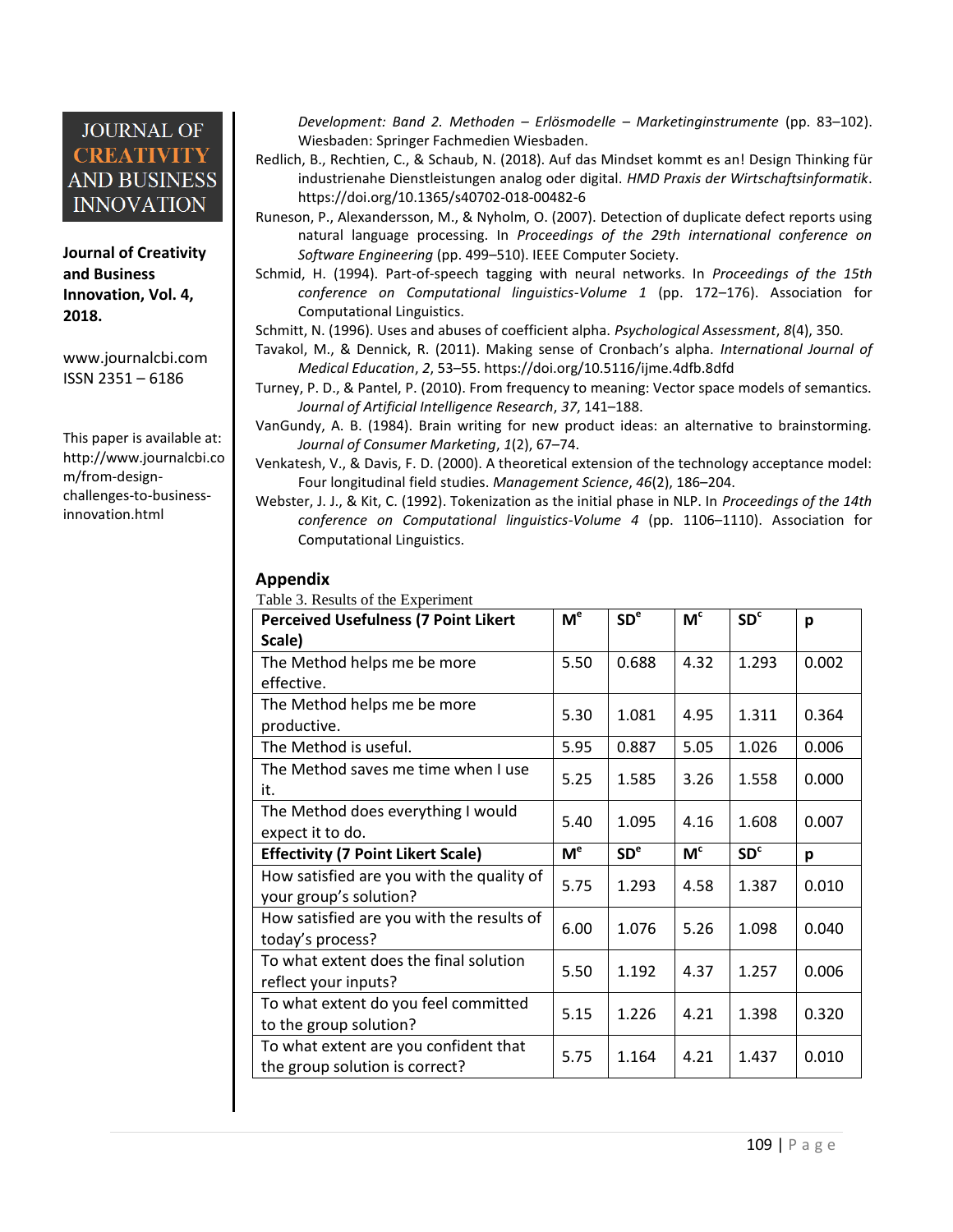Development: Band 2. Methoden – Erlösmodelle – Marketinginstrumente* (pp. 83–102). Wiesbaden: Springer Fachmedien Wiesbaden.

Redlich, B., Rechtien, C., & Schaub, N. (2018). Auf das Mindset kommt es an! Design Thinking für industrienahe Dienstleistungen analog oder digital. *HMD Praxis der Wirtschaftsinformatik*. https://doi.org/10.1365/s40702-018-00482-6

Runeson, P., Alexandersson, M., & Nyholm, O. (2007). Detection of duplicate defect reports using natural language processing. In *Proceedings of the 29th international conference on Software Engineering* (pp. 499–510). IEEE Computer Society.

Schmid, H. (1994). Part-of-speech tagging with neural networks. In *Proceedings of the 15th conference on Computational linguistics-Volume 1* (pp. 172–176). Association for Computational Linguistics.

Schmitt, N. (1996). Uses and abuses of coefficient alpha. *Psychological Assessment*, *8*(4), 350.

Tavakol, M., & Dennick, R. (2011). Making sense of Cronbach's alpha. *International Journal of Medical Education*, *2*, 53–55. https://doi.org/10.5116/ijme.4dfb.8dfd

Turney, P. D., & Pantel, P. (2010). From frequency to meaning: Vector space models of semantics. *Journal of Artificial Intelligence Research*, *37*, 141–188.

VanGundy, A. B. (1984). Brain writing for new product ideas: an alternative to brainstorming. *Journal of Consumer Marketing*, *1*(2), 67–74.

Venkatesh, V., & Davis, F. D. (2000). A theoretical extension of the technology acceptance model: Four longitudinal field studies. *Management Science*, *46*(2), 186–204.

Webster, J. J., & Kit, C. (1992). Tokenization as the initial phase in NLP. In *Proceedings of the 14th conference on Computational linguistics-Volume 4* (pp. 1106–1110). Association for Computational Linguistics.

## Appendix

Table 3. Results of the Experiment

| **Perceived Usefulness (7 Point Likert Scale)** | $M^e$ | $SD^e$ | $M^c$ | $SD^c$ | p |
|---|---|---|---|---|---|
| The Method helps me be more effective. | 5.50 | 0.688 | 4.32 | 1.293 | 0.002 |
| The Method helps me be more productive. | 5.30 | 1.081 | 4.95 | 1.311 | 0.364 |
| The Method is useful. | 5.95 | 0.887 | 5.05 | 1.026 | 0.006 |
| The Method saves me time when I use it. | 5.25 | 1.585 | 3.26 | 1.558 | 0.000 |
| The Method does everything I would expect it to do. | 5.40 | 1.095 | 4.16 | 1.608 | 0.007 |
| **Effectivity (7 Point Likert Scale)** | $M^e$ | $SD^e$ | $M^c$ | $SD^c$ | p |
| How satisfied are you with the quality of your group's solution? | 5.75 | 1.293 | 4.58 | 1.387 | 0.010 |
| How satisfied are you with the results of today's process? | 6.00 | 1.076 | 5.26 | 1.098 | 0.040 |
| To what extent does the final solution reflect your inputs? | 5.50 | 1.192 | 4.37 | 1.257 | 0.006 |
| To what extent do you feel committed to the group solution? | 5.15 | 1.226 | 4.21 | 1.398 | 0.320 |
| To what extent are you confident that the group solution is correct? | 5.75 | 1.164 | 4.21 | 1.437 | 0.010 |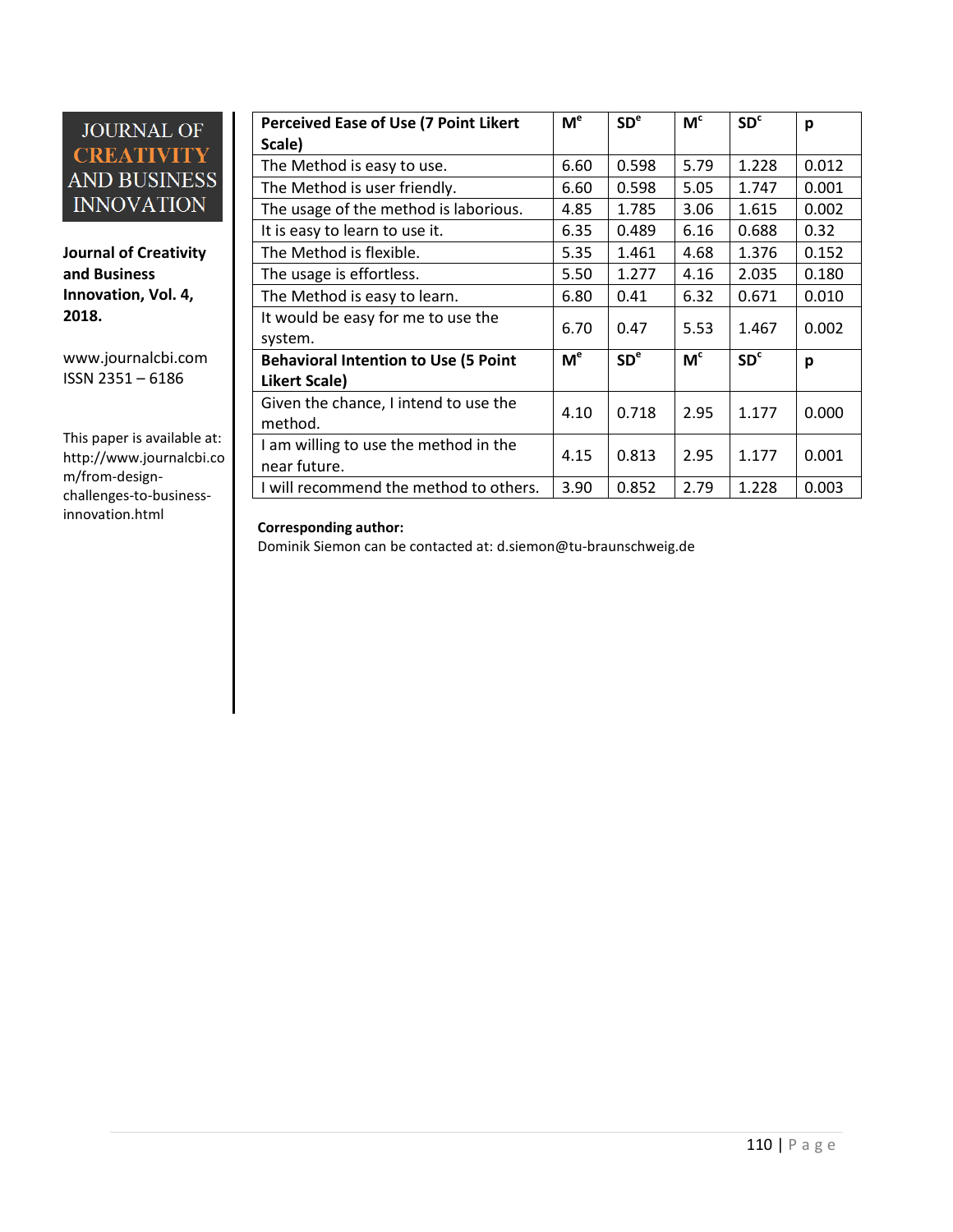| Perceived Ease of Use (7 Point Likert Scale) | $M^e$ | $SD^e$ | $M^c$ | $SD^c$ | p |
|---|---|---|---|---|---|
| The Method is easy to use. | 6.60 | 0.598 | 5.79 | 1.228 | 0.012 |
| The Method is user friendly. | 6.60 | 0.598 | 5.05 | 1.747 | 0.001 |
| The usage of the method is laborious. | 4.85 | 1.785 | 3.06 | 1.615 | 0.002 |
| It is easy to learn to use it. | 6.35 | 0.489 | 6.16 | 0.688 | 0.32 |
| The Method is flexible. | 5.35 | 1.461 | 4.68 | 1.376 | 0.152 |
| The usage is effortless. | 5.50 | 1.277 | 4.16 | 2.035 | 0.180 |
| The Method is easy to learn. | 6.80 | 0.41 | 6.32 | 0.671 | 0.010 |
| It would be easy for me to use the system. | 6.70 | 0.47 | 5.53 | 1.467 | 0.002 |
| **Behavioral Intention to Use (5 Point Likert Scale)** | **$M^e$** | **$SD^e$** | **$M^c$** | **$SD^c$** | **p** |
| Given the chance, I intend to use the method. | 4.10 | 0.718 | 2.95 | 1.177 | 0.000 |
| I am willing to use the method in the near future. | 4.15 | 0.813 | 2.95 | 1.177 | 0.001 |
| I will recommend the method to others. | 3.90 | 0.852 | 2.79 | 1.228 | 0.003 |

**Corresponding author:**
Dominik Siemon can be contacted at: d.siemon@tu-braunschweig.de